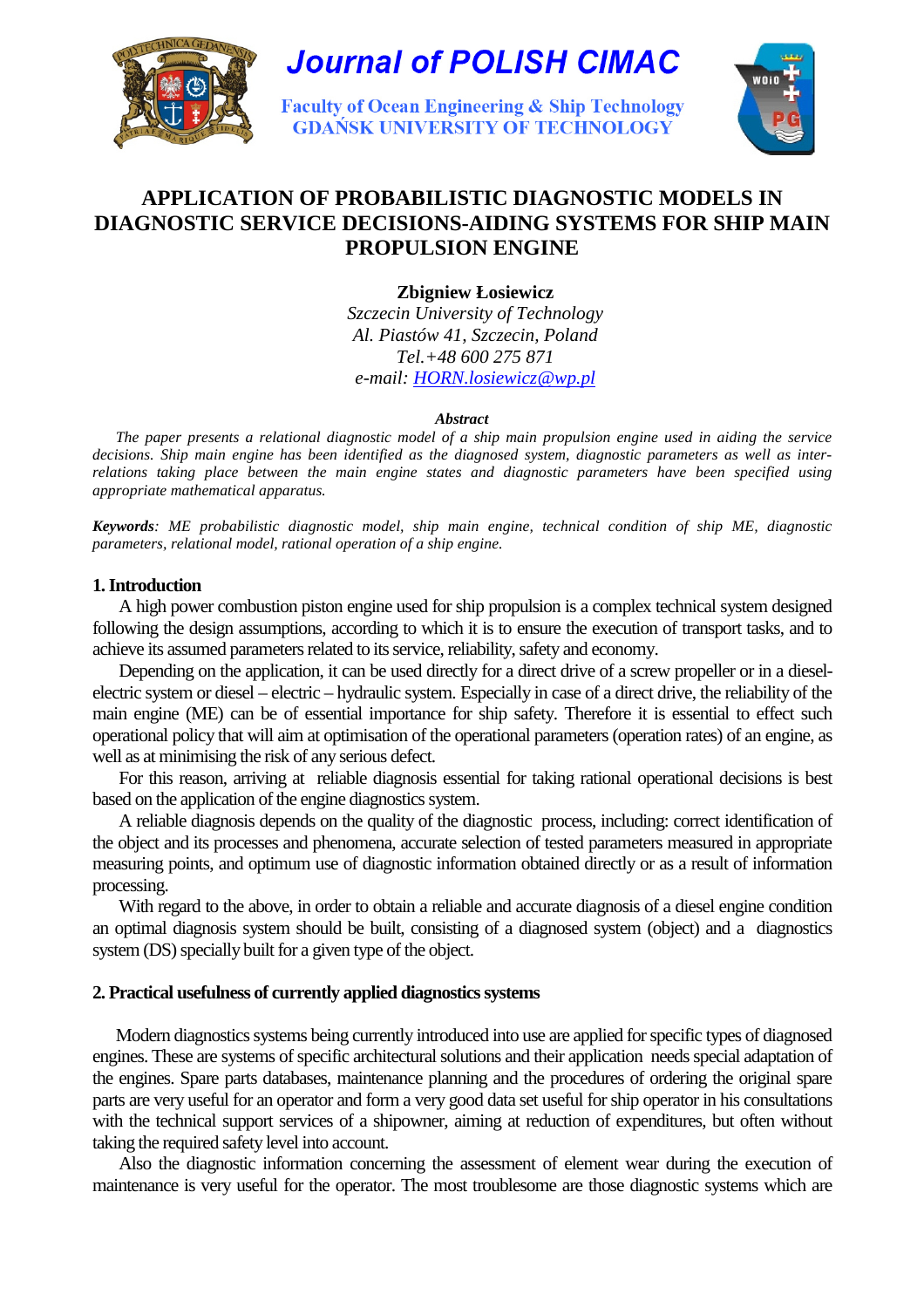# APPLICATION OF PROBABILISTIC DIAGNOSTIC MODELS IN DIAGNOSTIC SERVICE DECISIONS-AIDING SYSTEMS FOR SHIP MAIN PROPULSION ENGINE

**Zbigniew Łosiewicz**

*Szczecin University of Technology*
*Al. Piastów 41, Szczecin, Poland*
*Tel.+48 600 275 871*
*e-mail: HORN.losiewicz@wp.pl*

***Abstract***

*The paper presents a relational diagnostic model of a ship main propulsion engine used in aiding the service decisions. Ship main engine has been identified as the diagnosed system, diagnostic parameters as well as inter-relations taking place between the main engine states and diagnostic parameters have been specified using appropriate mathematical apparatus.*

***Keywords****: ME probabilistic diagnostic model, ship main engine, technical condition of ship ME, diagnostic parameters, relational model, rational operation of a ship engine.*

## 1. Introduction

A high power combustion piston engine used for ship propulsion is a complex technical system designed following the design assumptions, according to which it is to ensure the execution of transport tasks, and to achieve its assumed parameters related to its service, reliability, safety and economy.

Depending on the application, it can be used directly for a direct drive of a screw propeller or in a diesel-electric system or diesel – electric – hydraulic system. Especially in case of a direct drive, the reliability of the main engine (ME) can be of essential importance for ship safety. Therefore it is essential to effect such operational policy that will aim at optimisation of the operational parameters (operation rates) of an engine, as well as at minimising the risk of any serious defect.

For this reason, arriving at reliable diagnosis essential for taking rational operational decisions is best based on the application of the engine diagnostics system.

A reliable diagnosis depends on the quality of the diagnostic process, including: correct identification of the object and its processes and phenomena, accurate selection of tested parameters measured in appropriate measuring points, and optimum use of diagnostic information obtained directly or as a result of information processing.

With regard to the above, in order to obtain a reliable and accurate diagnosis of a diesel engine condition an optimal diagnosis system should be built, consisting of a diagnosed system (object) and a diagnostics system (DS) specially built for a given type of the object.

## 2. Practical usefulness of currently applied diagnostics systems

Modern diagnostics systems being currently introduced into use are applied for specific types of diagnosed engines. These are systems of specific architectural solutions and their application needs special adaptation of the engines. Spare parts databases, maintenance planning and the procedures of ordering the original spare parts are very useful for an operator and form a very good data set useful for ship operator in his consultations with the technical support services of a shipowner, aiming at reduction of expenditures, but often without taking the required safety level into account.

Also the diagnostic information concerning the assessment of element wear during the execution of maintenance is very useful for the operator. The most troublesome are those diagnostic systems which are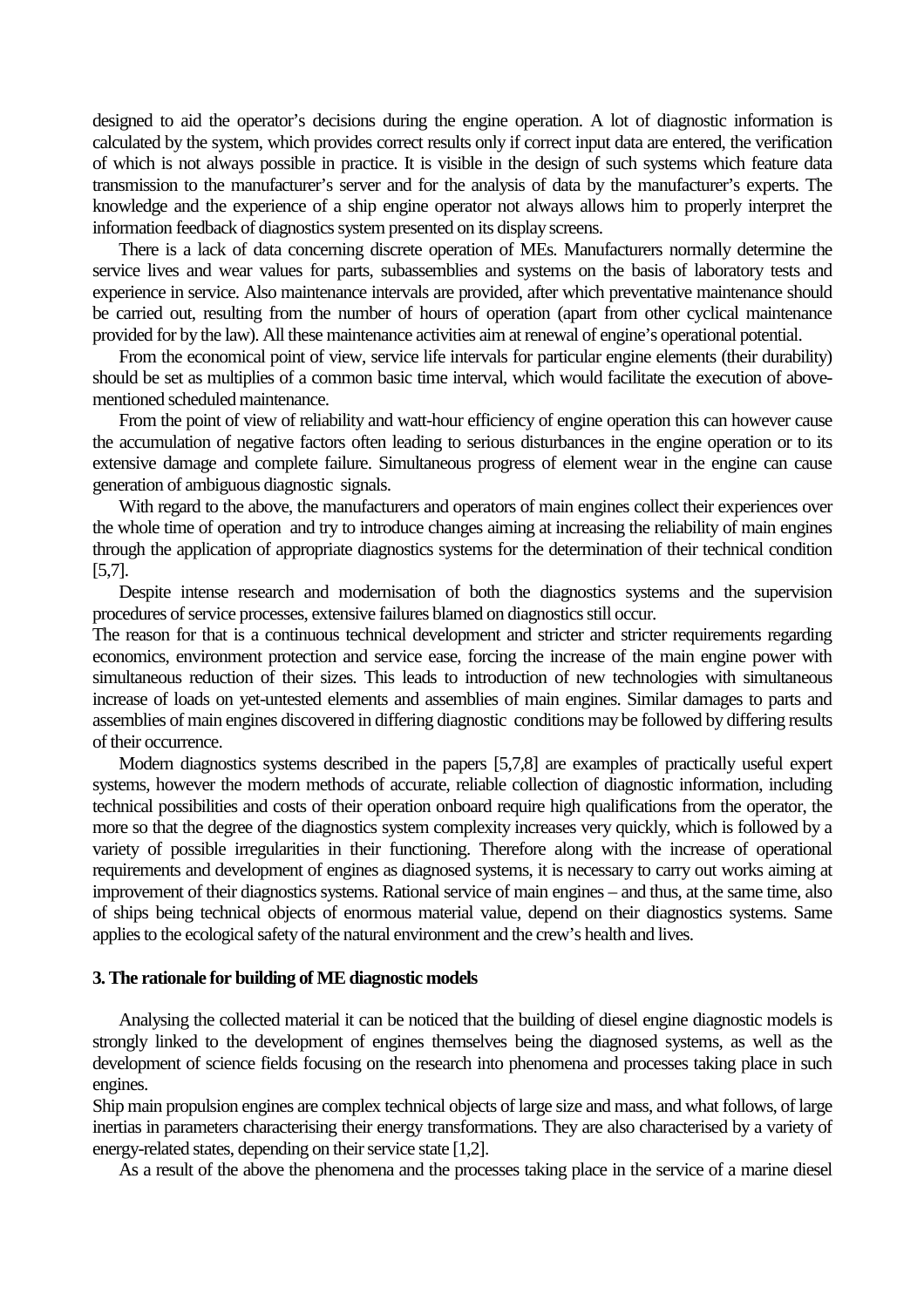designed to aid the operator's decisions during the engine operation. A lot of diagnostic information is calculated by the system, which provides correct results only if correct input data are entered, the verification of which is not always possible in practice. It is visible in the design of such systems which feature data transmission to the manufacturer's server and for the analysis of data by the manufacturer's experts. The knowledge and the experience of a ship engine operator not always allows him to properly interpret the information feedback of diagnostics system presented on its display screens.

There is a lack of data concerning discrete operation of MEs. Manufacturers normally determine the service lives and wear values for parts, subassemblies and systems on the basis of laboratory tests and experience in service. Also maintenance intervals are provided, after which preventative maintenance should be carried out, resulting from the number of hours of operation (apart from other cyclical maintenance provided for by the law). All these maintenance activities aim at renewal of engine's operational potential.

From the economical point of view, service life intervals for particular engine elements (their durability) should be set as multiplies of a common basic time interval, which would facilitate the execution of above-mentioned scheduled maintenance.

From the point of view of reliability and watt-hour efficiency of engine operation this can however cause the accumulation of negative factors often leading to serious disturbances in the engine operation or to its extensive damage and complete failure. Simultaneous progress of element wear in the engine can cause generation of ambiguous diagnostic signals.

With regard to the above, the manufacturers and operators of main engines collect their experiences over the whole time of operation and try to introduce changes aiming at increasing the reliability of main engines through the application of appropriate diagnostics systems for the determination of their technical condition [5,7].

Despite intense research and modernisation of both the diagnostics systems and the supervision procedures of service processes, extensive failures blamed on diagnostics still occur.

The reason for that is a continuous technical development and stricter and stricter requirements regarding economics, environment protection and service ease, forcing the increase of the main engine power with simultaneous reduction of their sizes. This leads to introduction of new technologies with simultaneous increase of loads on yet-untested elements and assemblies of main engines. Similar damages to parts and assemblies of main engines discovered in differing diagnostic conditions may be followed by differing results of their occurrence.

Modern diagnostics systems described in the papers [5,7,8] are examples of practically useful expert systems, however the modern methods of accurate, reliable collection of diagnostic information, including technical possibilities and costs of their operation onboard require high qualifications from the operator, the more so that the degree of the diagnostics system complexity increases very quickly, which is followed by a variety of possible irregularities in their functioning. Therefore along with the increase of operational requirements and development of engines as diagnosed systems, it is necessary to carry out works aiming at improvement of their diagnostics systems. Rational service of main engines – and thus, at the same time, also of ships being technical objects of enormous material value, depend on their diagnostics systems. Same applies to the ecological safety of the natural environment and the crew's health and lives.

## 3. The rationale for building of ME diagnostic models

Analysing the collected material it can be noticed that the building of diesel engine diagnostic models is strongly linked to the development of engines themselves being the diagnosed systems, as well as the development of science fields focusing on the research into phenomena and processes taking place in such engines.

Ship main propulsion engines are complex technical objects of large size and mass, and what follows, of large inertias in parameters characterising their energy transformations. They are also characterised by a variety of energy-related states, depending on their service state [1,2].

As a result of the above the phenomena and the processes taking place in the service of a marine diesel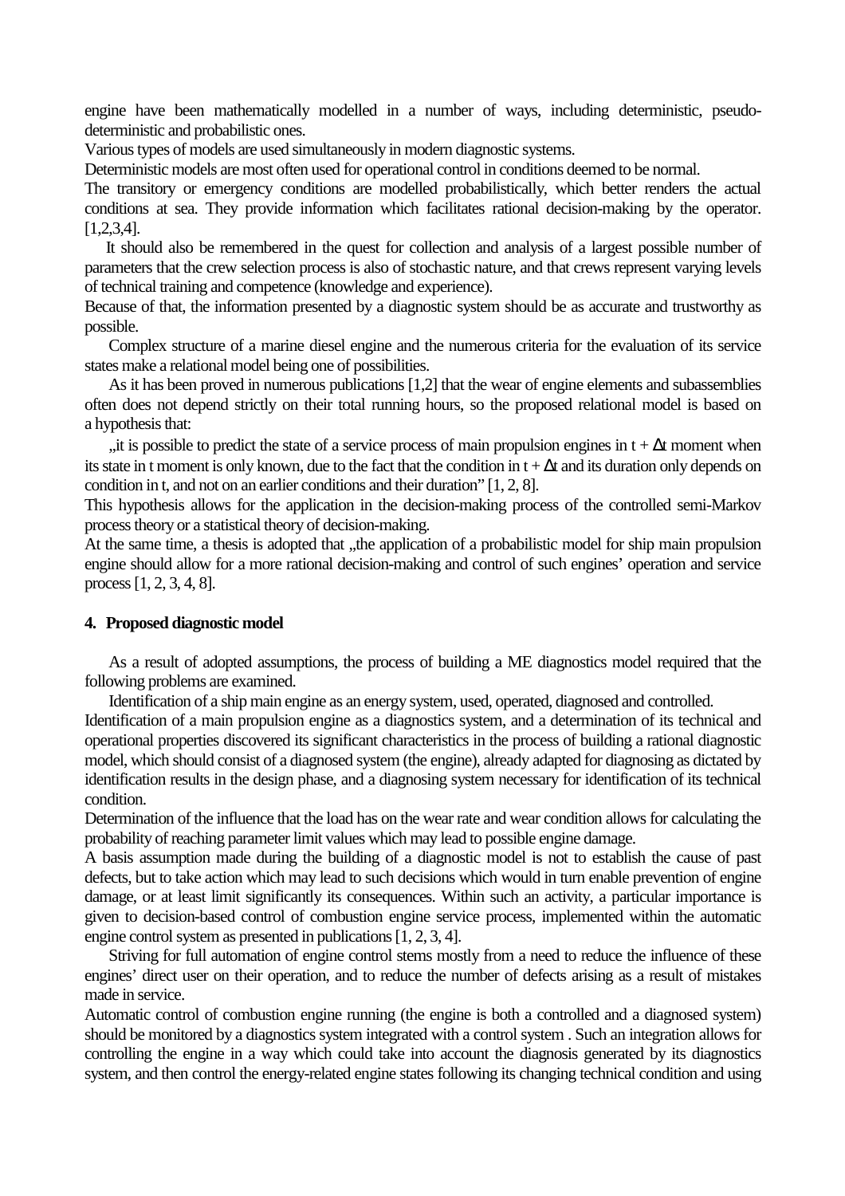engine have been mathematically modelled in a number of ways, including deterministic, pseudo-deterministic and probabilistic ones.

Various types of models are used simultaneously in modern diagnostic systems.

Deterministic models are most often used for operational control in conditions deemed to be normal.

The transitory or emergency conditions are modelled probabilistically, which better renders the actual conditions at sea. They provide information which facilitates rational decision-making by the operator. [1,2,3,4].

It should also be remembered in the quest for collection and analysis of a largest possible number of parameters that the crew selection process is also of stochastic nature, and that crews represent varying levels of technical training and competence (knowledge and experience).

Because of that, the information presented by a diagnostic system should be as accurate and trustworthy as possible.

Complex structure of a marine diesel engine and the numerous criteria for the evaluation of its service states make a relational model being one of possibilities.

As it has been proved in numerous publications [1,2] that the wear of engine elements and subassemblies often does not depend strictly on their total running hours, so the proposed relational model is based on a hypothesis that:

„it is possible to predict the state of a service process of main propulsion engines in $t + \Delta t$ moment when its state in t moment is only known, due to the fact that the condition in $t + \Delta t$ and its duration only depends on condition in t, and not on an earlier conditions and their duration" [1, 2, 8].

This hypothesis allows for the application in the decision-making process of the controlled semi-Markov process theory or a statistical theory of decision-making.

At the same time, a thesis is adopted that „the application of a probabilistic model for ship main propulsion engine should allow for a more rational decision-making and control of such engines' operation and service process [1, 2, 3, 4, 8].

## 4. Proposed diagnostic model

As a result of adopted assumptions, the process of building a ME diagnostics model required that the following problems are examined.

Identification of a ship main engine as an energy system, used, operated, diagnosed and controlled.

Identification of a main propulsion engine as a diagnostics system, and a determination of its technical and operational properties discovered its significant characteristics in the process of building a rational diagnostic model, which should consist of a diagnosed system (the engine), already adapted for diagnosing as dictated by identification results in the design phase, and a diagnosing system necessary for identification of its technical condition.

Determination of the influence that the load has on the wear rate and wear condition allows for calculating the probability of reaching parameter limit values which may lead to possible engine damage.

A basis assumption made during the building of a diagnostic model is not to establish the cause of past defects, but to take action which may lead to such decisions which would in turn enable prevention of engine damage, or at least limit significantly its consequences. Within such an activity, a particular importance is given to decision-based control of combustion engine service process, implemented within the automatic engine control system as presented in publications [1, 2, 3, 4].

Striving for full automation of engine control stems mostly from a need to reduce the influence of these engines' direct user on their operation, and to reduce the number of defects arising as a result of mistakes made in service.

Automatic control of combustion engine running (the engine is both a controlled and a diagnosed system) should be monitored by a diagnostics system integrated with a control system . Such an integration allows for controlling the engine in a way which could take into account the diagnosis generated by its diagnostics system, and then control the energy-related engine states following its changing technical condition and using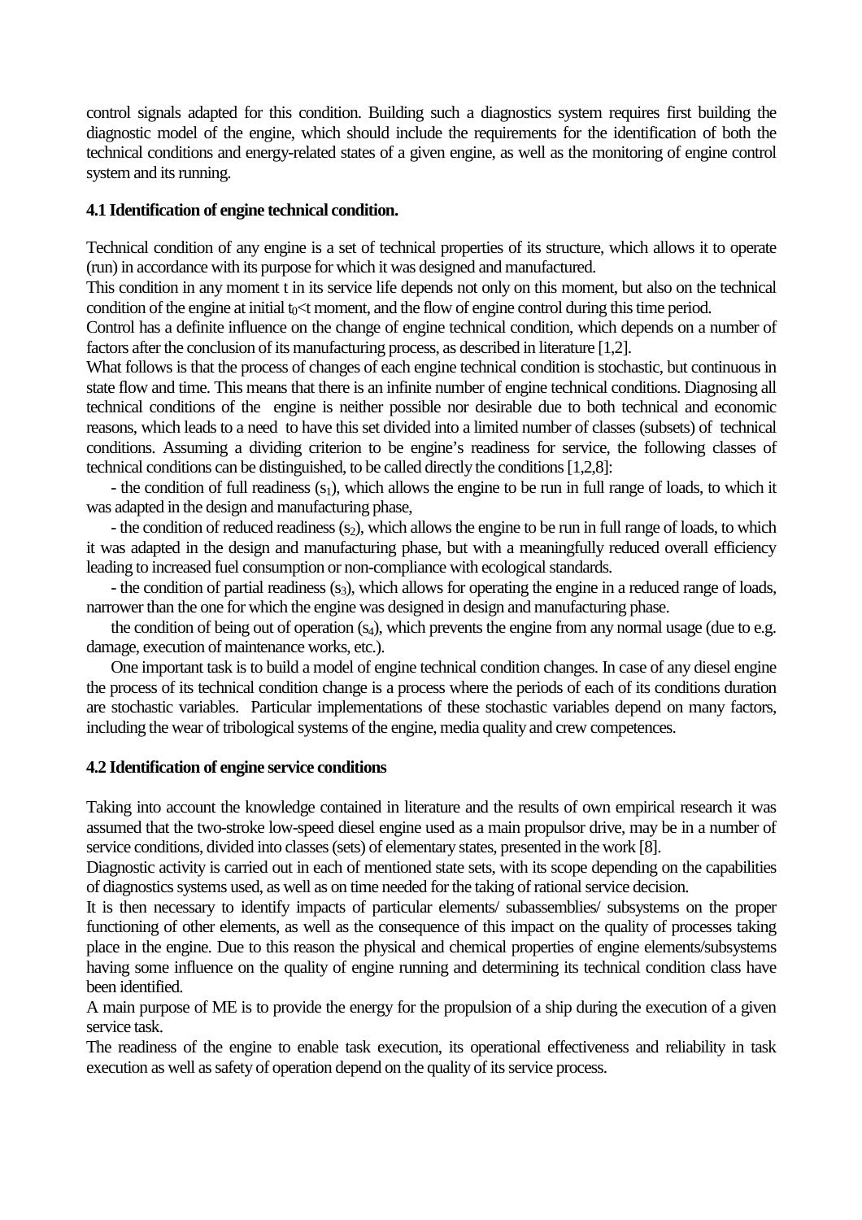control signals adapted for this condition. Building such a diagnostics system requires first building the diagnostic model of the engine, which should include the requirements for the identification of both the technical conditions and energy-related states of a given engine, as well as the monitoring of engine control system and its running.

### 4.1 Identification of engine technical condition.

Technical condition of any engine is a set of technical properties of its structure, which allows it to operate (run) in accordance with its purpose for which it was designed and manufactured.

This condition in any moment t in its service life depends not only on this moment, but also on the technical condition of the engine at initial $t_0$<t moment, and the flow of engine control during this time period.

Control has a definite influence on the change of engine technical condition, which depends on a number of factors after the conclusion of its manufacturing process, as described in literature [1,2].

What follows is that the process of changes of each engine technical condition is stochastic, but continuous in state flow and time. This means that there is an infinite number of engine technical conditions. Diagnosing all technical conditions of the engine is neither possible nor desirable due to both technical and economic reasons, which leads to a need to have this set divided into a limited number of classes (subsets) of technical conditions. Assuming a dividing criterion to be engine's readiness for service, the following classes of technical conditions can be distinguished, to be called directly the conditions [1,2,8]:

- the condition of full readiness ($s_1$), which allows the engine to be run in full range of loads, to which it was adapted in the design and manufacturing phase,
- the condition of reduced readiness ($s_2$), which allows the engine to be run in full range of loads, to which it was adapted in the design and manufacturing phase, but with a meaningfully reduced overall efficiency leading to increased fuel consumption or non-compliance with ecological standards.
- the condition of partial readiness ($s_3$), which allows for operating the engine in a reduced range of loads, narrower than the one for which the engine was designed in design and manufacturing phase.

the condition of being out of operation ($s_4$), which prevents the engine from any normal usage (due to e.g. damage, execution of maintenance works, etc.).

One important task is to build a model of engine technical condition changes. In case of any diesel engine the process of its technical condition change is a process where the periods of each of its conditions duration are stochastic variables. Particular implementations of these stochastic variables depend on many factors, including the wear of tribological systems of the engine, media quality and crew competences.

### 4.2 Identification of engine service conditions

Taking into account the knowledge contained in literature and the results of own empirical research it was assumed that the two-stroke low-speed diesel engine used as a main propulsor drive, may be in a number of service conditions, divided into classes (sets) of elementary states, presented in the work [8].

Diagnostic activity is carried out in each of mentioned state sets, with its scope depending on the capabilities of diagnostics systems used, as well as on time needed for the taking of rational service decision.

It is then necessary to identify impacts of particular elements/ subassemblies/ subsystems on the proper functioning of other elements, as well as the consequence of this impact on the quality of processes taking place in the engine. Due to this reason the physical and chemical properties of engine elements/subsystems having some influence on the quality of engine running and determining its technical condition class have been identified.

A main purpose of ME is to provide the energy for the propulsion of a ship during the execution of a given service task.

The readiness of the engine to enable task execution, its operational effectiveness and reliability in task execution as well as safety of operation depend on the quality of its service process.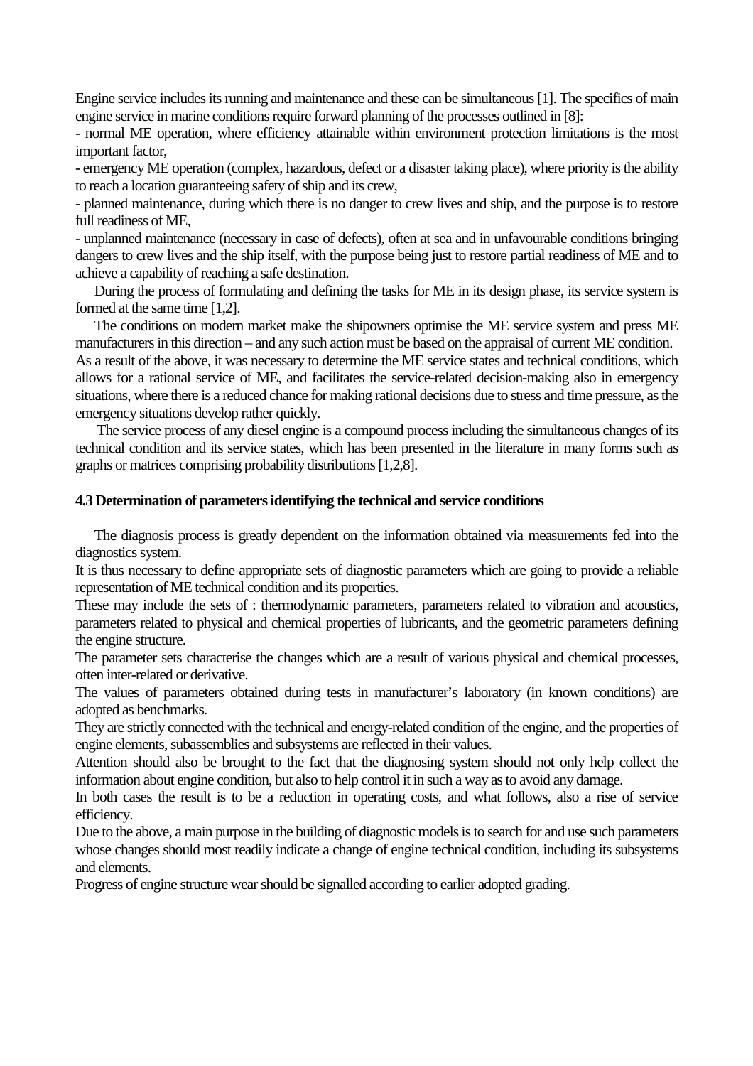Engine service includes its running and maintenance and these can be simultaneous [1]. The specifics of main engine service in marine conditions require forward planning of the processes outlined in [8]:

- normal ME operation, where efficiency attainable within environment protection limitations is the most important factor,
- emergency ME operation (complex, hazardous, defect or a disaster taking place), where priority is the ability to reach a location guaranteeing safety of ship and its crew,
- planned maintenance, during which there is no danger to crew lives and ship, and the purpose is to restore full readiness of ME,
- unplanned maintenance (necessary in case of defects), often at sea and in unfavourable conditions bringing dangers to crew lives and the ship itself, with the purpose being just to restore partial readiness of ME and to achieve a capability of reaching a safe destination.

During the process of formulating and defining the tasks for ME in its design phase, its service system is formed at the same time [1,2].

The conditions on modern market make the shipowners optimise the ME service system and press ME manufacturers in this direction – and any such action must be based on the appraisal of current ME condition.
As a result of the above, it was necessary to determine the ME service states and technical conditions, which allows for a rational service of ME, and facilitates the service-related decision-making also in emergency situations, where there is a reduced chance for making rational decisions due to stress and time pressure, as the emergency situations develop rather quickly.

The service process of any diesel engine is a compound process including the simultaneous changes of its technical condition and its service states, which has been presented in the literature in many forms such as graphs or matrices comprising probability distributions [1,2,8].

### 4.3 Determination of parameters identifying the technical and service conditions

The diagnosis process is greatly dependent on the information obtained via measurements fed into the diagnostics system.
It is thus necessary to define appropriate sets of diagnostic parameters which are going to provide a reliable representation of ME technical condition and its properties.
These may include the sets of : thermodynamic parameters, parameters related to vibration and acoustics, parameters related to physical and chemical properties of lubricants, and the geometric parameters defining the engine structure.
The parameter sets characterise the changes which are a result of various physical and chemical processes, often inter-related or derivative.
The values of parameters obtained during tests in manufacturer's laboratory (in known conditions) are adopted as benchmarks.
They are strictly connected with the technical and energy-related condition of the engine, and the properties of engine elements, subassemblies and subsystems are reflected in their values.
Attention should also be brought to the fact that the diagnosing system should not only help collect the information about engine condition, but also to help control it in such a way as to avoid any damage.
In both cases the result is to be a reduction in operating costs, and what follows, also a rise of service efficiency.
Due to the above, a main purpose in the building of diagnostic models is to search for and use such parameters whose changes should most readily indicate a change of engine technical condition, including its subsystems and elements.
Progress of engine structure wear should be signalled according to earlier adopted grading.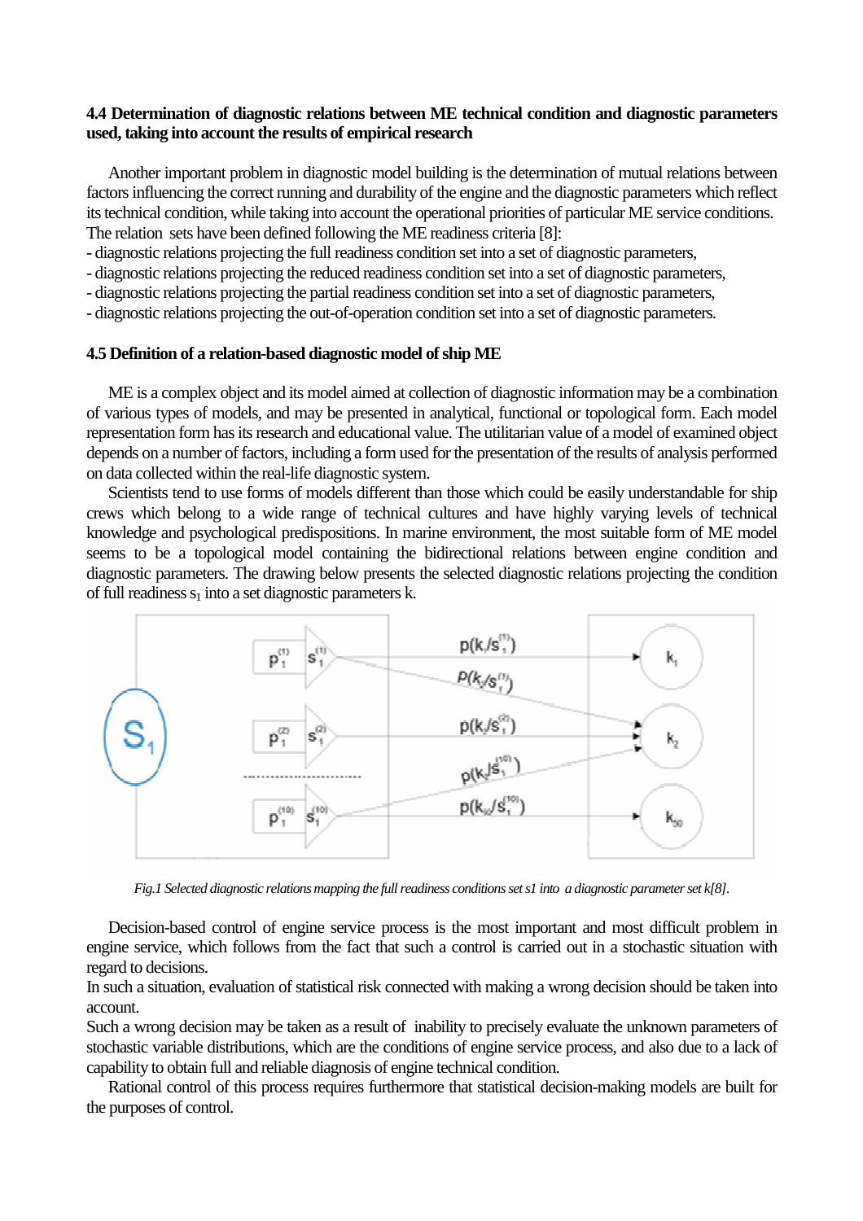### 4.4 Determination of diagnostic relations between ME technical condition and diagnostic parameters used, taking into account the results of empirical research

Another important problem in diagnostic model building is the determination of mutual relations between factors influencing the correct running and durability of the engine and the diagnostic parameters which reflect its technical condition, while taking into account the operational priorities of particular ME service conditions. The relation sets have been defined following the ME readiness criteria [8]:

- diagnostic relations projecting the full readiness condition set into a set of diagnostic parameters,
- diagnostic relations projecting the reduced readiness condition set into a set of diagnostic parameters,
- diagnostic relations projecting the partial readiness condition set into a set of diagnostic parameters,
- diagnostic relations projecting the out-of-operation condition set into a set of diagnostic parameters.

### 4.5 Definition of a relation-based diagnostic model of ship ME

ME is a complex object and its model aimed at collection of diagnostic information may be a combination of various types of models, and may be presented in analytical, functional or topological form. Each model representation form has its research and educational value. The utilitarian value of a model of examined object depends on a number of factors, including a form used for the presentation of the results of analysis performed on data collected within the real-life diagnostic system.

Scientists tend to use forms of models different than those which could be easily understandable for ship crews which belong to a wide range of technical cultures and have highly varying levels of technical knowledge and psychological predispositions. In marine environment, the most suitable form of ME model seems to be a topological model containing the bidirectional relations between engine condition and diagnostic parameters. The drawing below presents the selected diagnostic relations projecting the condition of full readiness $s_1$ into a set diagnostic parameters k.

*Fig.1 Selected diagnostic relations mapping the full readiness conditions set s1 into a diagnostic parameter set k[8].*

Decision-based control of engine service process is the most important and most difficult problem in engine service, which follows from the fact that such a control is carried out in a stochastic situation with regard to decisions.

In such a situation, evaluation of statistical risk connected with making a wrong decision should be taken into account.

Such a wrong decision may be taken as a result of inability to precisely evaluate the unknown parameters of stochastic variable distributions, which are the conditions of engine service process, and also due to a lack of capability to obtain full and reliable diagnosis of engine technical condition.

Rational control of this process requires furthermore that statistical decision-making models are built for the purposes of control.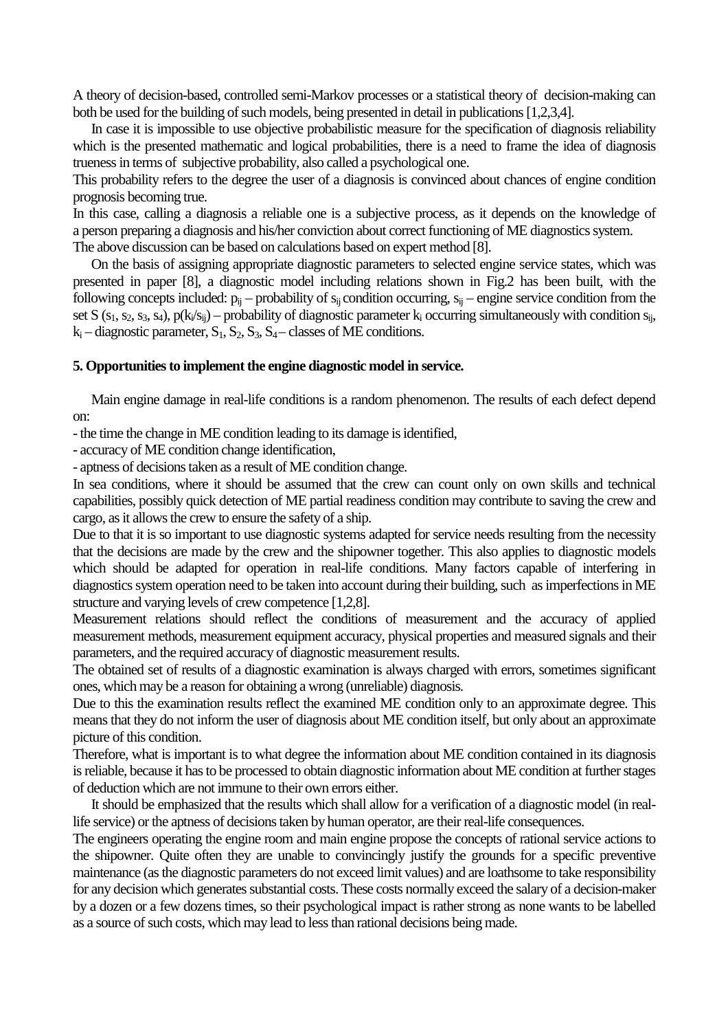A theory of decision-based, controlled semi-Markov processes or a statistical theory of decision-making can both be used for the building of such models, being presented in detail in publications [1,2,3,4].

In case it is impossible to use objective probabilistic measure for the specification of diagnosis reliability which is the presented mathematic and logical probabilities, there is a need to frame the idea of diagnosis trueness in terms of subjective probability, also called a psychological one.

This probability refers to the degree the user of a diagnosis is convinced about chances of engine condition prognosis becoming true.

In this case, calling a diagnosis a reliable one is a subjective process, as it depends on the knowledge of a person preparing a diagnosis and his/her conviction about correct functioning of ME diagnostics system.

The above discussion can be based on calculations based on expert method [8].

On the basis of assigning appropriate diagnostic parameters to selected engine service states, which was presented in paper [8], a diagnostic model including relations shown in Fig.2 has been built, with the following concepts included: $p_{ij}$ – probability of $s_{ij}$ condition occurring, $s_{ij}$ – engine service condition from the set S ($s_1$, $s_2$, $s_3$, $s_4$), $p(k_i/s_{ij})$ – probability of diagnostic parameter $k_i$ occurring simultaneously with condition $s_{ij}$, $k_i$ – diagnostic parameter, $S_1$, $S_2$, $S_3$, $S_4$ – classes of ME conditions.

**5. Opportunities to implement the engine diagnostic model in service.**

Main engine damage in real-life conditions is a random phenomenon. The results of each defect depend on:

- the time the change in ME condition leading to its damage is identified,
- accuracy of ME condition change identification,
- aptness of decisions taken as a result of ME condition change.

In sea conditions, where it should be assumed that the crew can count only on own skills and technical capabilities, possibly quick detection of ME partial readiness condition may contribute to saving the crew and cargo, as it allows the crew to ensure the safety of a ship.

Due to that it is so important to use diagnostic systems adapted for service needs resulting from the necessity that the decisions are made by the crew and the shipowner together. This also applies to diagnostic models which should be adapted for operation in real-life conditions. Many factors capable of interfering in diagnostics system operation need to be taken into account during their building, such as imperfections in ME structure and varying levels of crew competence [1,2,8].

Measurement relations should reflect the conditions of measurement and the accuracy of applied measurement methods, measurement equipment accuracy, physical properties and measured signals and their parameters, and the required accuracy of diagnostic measurement results.

The obtained set of results of a diagnostic examination is always charged with errors, sometimes significant ones, which may be a reason for obtaining a wrong (unreliable) diagnosis.

Due to this the examination results reflect the examined ME condition only to an approximate degree. This means that they do not inform the user of diagnosis about ME condition itself, but only about an approximate picture of this condition.

Therefore, what is important is to what degree the information about ME condition contained in its diagnosis is reliable, because it has to be processed to obtain diagnostic information about ME condition at further stages of deduction which are not immune to their own errors either.

It should be emphasized that the results which shall allow for a verification of a diagnostic model (in real-life service) or the aptness of decisions taken by human operator, are their real-life consequences.

The engineers operating the engine room and main engine propose the concepts of rational service actions to the shipowner. Quite often they are unable to convincingly justify the grounds for a specific preventive maintenance (as the diagnostic parameters do not exceed limit values) and are loathsome to take responsibility for any decision which generates substantial costs. These costs normally exceed the salary of a decision-maker by a dozen or a few dozens times, so their psychological impact is rather strong as none wants to be labelled as a source of such costs, which may lead to less than rational decisions being made.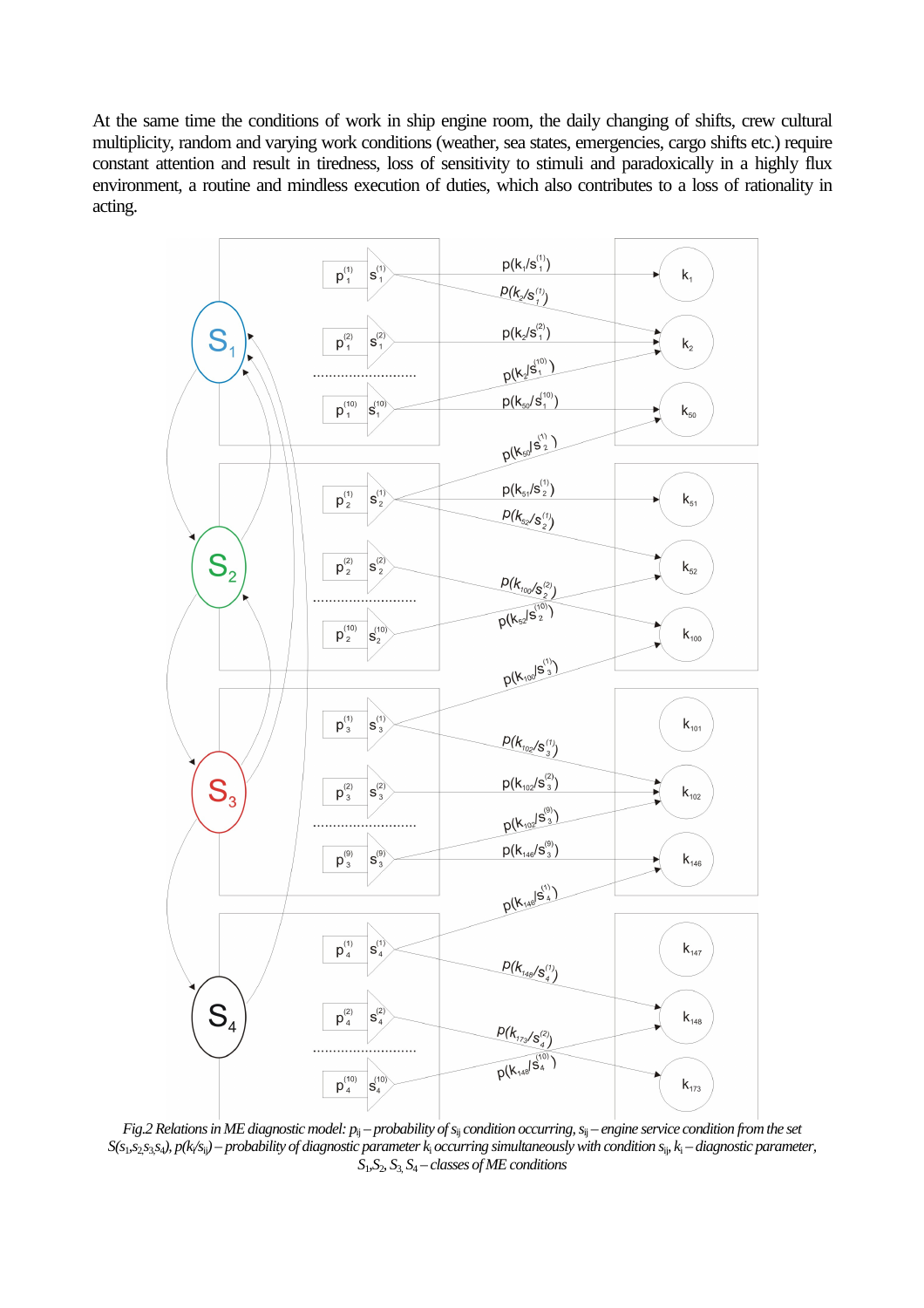At the same time the conditions of work in ship engine room, the daily changing of shifts, crew cultural multiplicity, random and varying work conditions (weather, sea states, emergencies, cargo shifts etc.) require constant attention and result in tiredness, loss of sensitivity to stimuli and paradoxically in a highly flux environment, a routine and mindless execution of duties, which also contributes to a loss of rationality in acting.

*Fig.2 Relations in ME diagnostic model: $p_{ij}$ – probability of $s_{ij}$ condition occurring, $s_{ij}$ – engine service condition from the set $S(s_1,s_2,s_3,s_4)$, $p(k_i/s_{ij})$ – probability of diagnostic parameter $k_i$ occurring simultaneously with condition $s_{ij}$, $k_i$ – diagnostic parameter, $S_1, S_2, S_3, S_4$ – classes of ME conditions*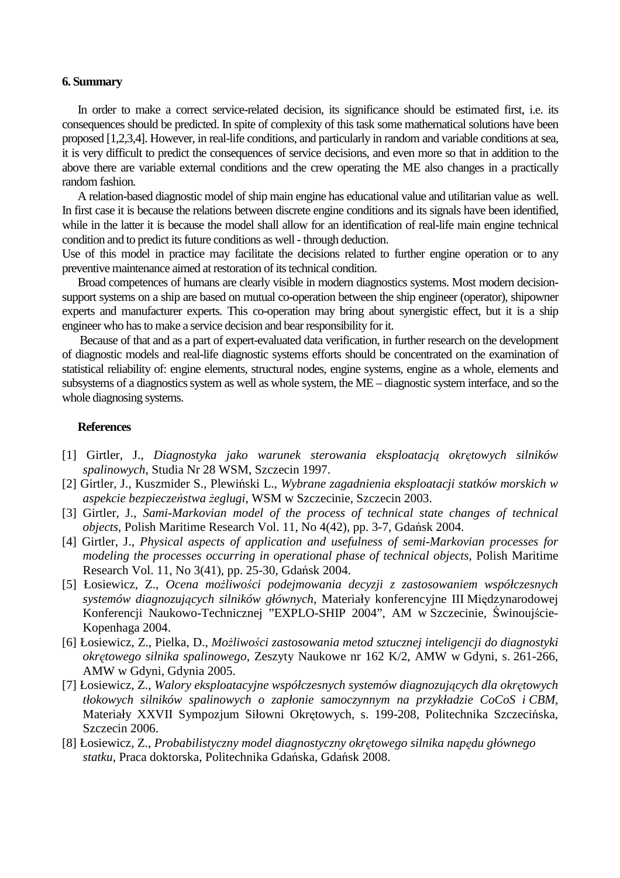## 6. Summary

In order to make a correct service-related decision, its significance should be estimated first, i.e. its consequences should be predicted. In spite of complexity of this task some mathematical solutions have been proposed [1,2,3,4]. However, in real-life conditions, and particularly in random and variable conditions at sea, it is very difficult to predict the consequences of service decisions, and even more so that in addition to the above there are variable external conditions and the crew operating the ME also changes in a practically random fashion.

A relation-based diagnostic model of ship main engine has educational value and utilitarian value as well. In first case it is because the relations between discrete engine conditions and its signals have been identified, while in the latter it is because the model shall allow for an identification of real-life main engine technical condition and to predict its future conditions as well - through deduction.

Use of this model in practice may facilitate the decisions related to further engine operation or to any preventive maintenance aimed at restoration of its technical condition.

Broad competences of humans are clearly visible in modern diagnostics systems. Most modern decision-support systems on a ship are based on mutual co-operation between the ship engineer (operator), shipowner experts and manufacturer experts. This co-operation may bring about synergistic effect, but it is a ship engineer who has to make a service decision and bear responsibility for it.

Because of that and as a part of expert-evaluated data verification, in further research on the development of diagnostic models and real-life diagnostic systems efforts should be concentrated on the examination of statistical reliability of: engine elements, structural nodes, engine systems, engine as a whole, elements and subsystems of a diagnostics system as well as whole system, the ME – diagnostic system interface, and so the whole diagnosing systems.

## References

[1] Girtler, J., *Diagnostyka jako warunek sterowania eksploatacją okrętowych silników spalinowych*, Studia Nr 28 WSM, Szczecin 1997.

[2] Girtler, J., Kuszmider S., Plewiński L., *Wybrane zagadnienia eksploatacji statków morskich w aspekcie bezpieczeństwa żeglugi*, WSM w Szczecinie, Szczecin 2003.

[3] Girtler, J., *Sami-Markovian model of the process of technical state changes of technical objects*, Polish Maritime Research Vol. 11, No 4(42), pp. 3-7, Gdańsk 2004.

[4] Girtler, J., *Physical aspects of application and usefulness of semi-Markovian processes for modeling the processes occurring in operational phase of technical objects*, Polish Maritime Research Vol. 11, No 3(41), pp. 25-30, Gdańsk 2004.

[5] Łosiewicz, Z., *Ocena możliwości podejmowania decyzji z zastosowaniem współczesnych systemów diagnozujących silników głównych*, Materiały konferencyjne III Międzynarodowej Konferencji Naukowo-Technicznej "EXPLO-SHIP 2004", AM w Szczecinie, Świnoujście-Kopenhaga 2004.

[6] Łosiewicz, Z., Pielka, D., *Możliwości zastosowania metod sztucznej inteligencji do diagnostyki okrętowego silnika spalinowego*, Zeszyty Naukowe nr 162 K/2, AMW w Gdyni, s. 261-266, AMW w Gdyni, Gdynia 2005.

[7] Łosiewicz, Z., *Walory eksploatacyjne współczesnych systemów diagnozujących dla okrętowych tłokowych silników spalinowych o zapłonie samoczynnym na przykładzie CoCoS i CBM*, Materiały XXVII Sympozjum Siłowni Okrętowych, s. 199-208, Politechnika Szczecińska, Szczecin 2006.

[8] Łosiewicz, Z., *Probabilistyczny model diagnostyczny okrętowego silnika napędu głównego statku*, Praca doktorska, Politechnika Gdańska, Gdańsk 2008.